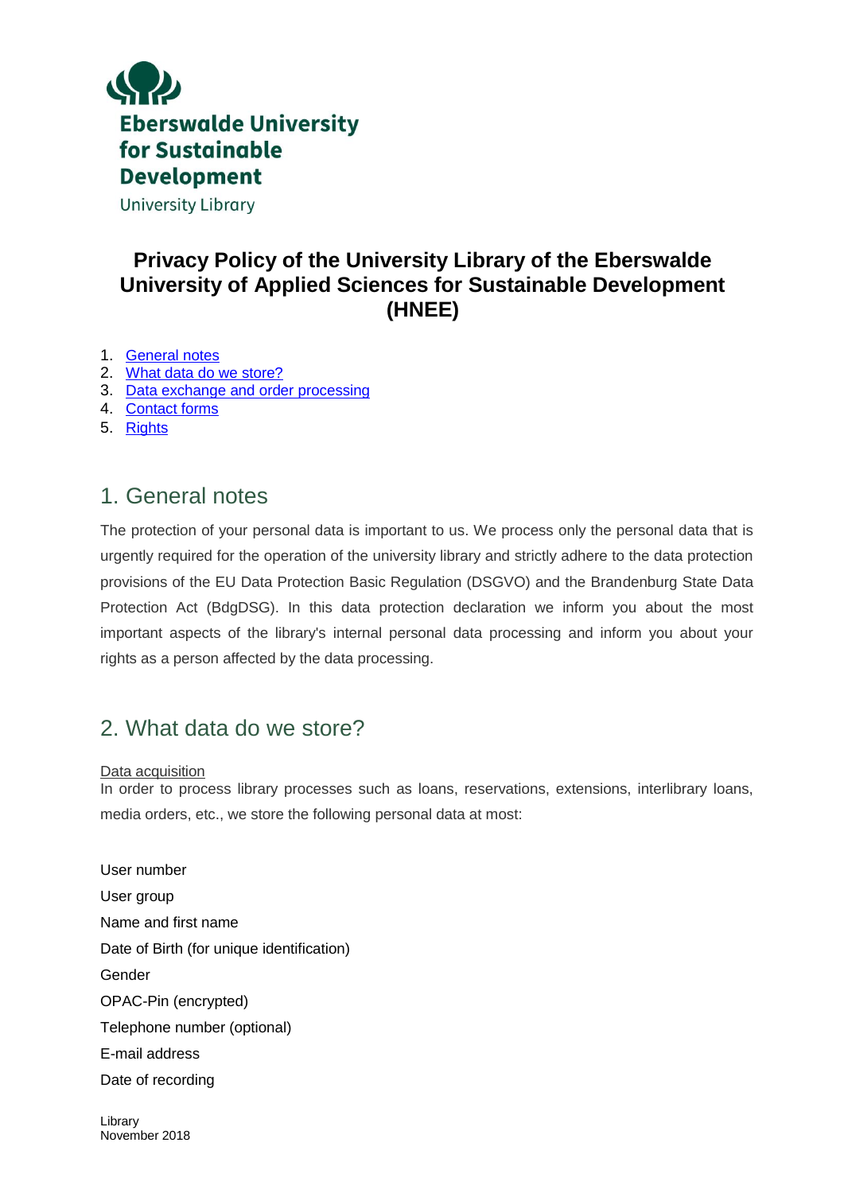Eberswalde University for Sustainable Development

University Library

# Privacy Policy of the University Library of the Eberswalde University of Applied Sciences for Sustainable Development (HNEE)

1. General notes
2. What data do we store?
3. Data exchange and order processing
4. Contact forms
5. Rights

## 1. General notes

The protection of your personal data is important to us. We process only the personal data that is urgently required for the operation of the university library and strictly adhere to the data protection provisions of the EU Data Protection Basic Regulation (DSGVO) and the Brandenburg State Data Protection Act (BdgDSG). In this data protection declaration we inform you about the most important aspects of the library's internal personal data processing and inform you about your rights as a person affected by the data processing.

## 2. What data do we store?

Data acquisition

In order to process library processes such as loans, reservations, extensions, interlibrary loans, media orders, etc., we store the following personal data at most:

User number

User group

Name and first name

Date of Birth (for unique identification)

Gender

OPAC-Pin (encrypted)

Telephone number (optional)

E-mail address

Date of recording

Library

November 2018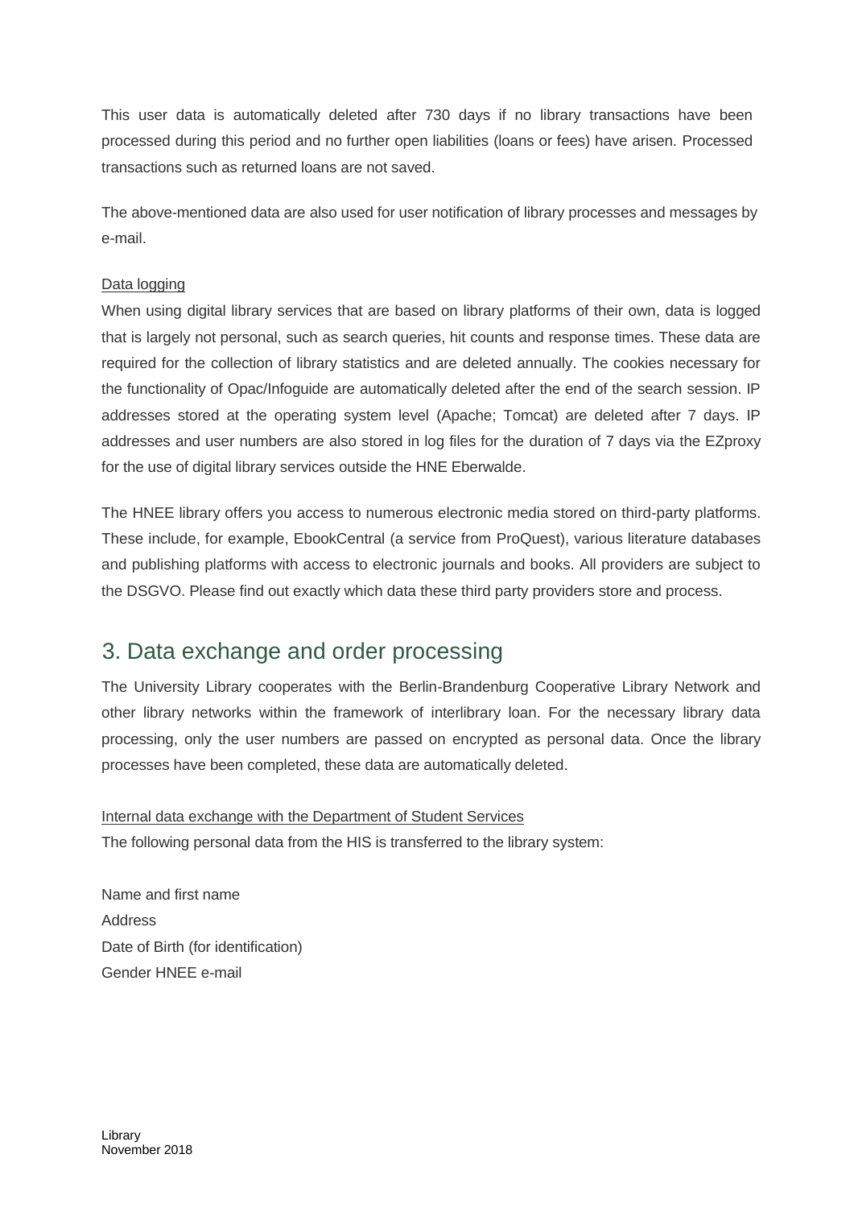This user data is automatically deleted after 730 days if no library transactions have been processed during this period and no further open liabilities (loans or fees) have arisen. Processed transactions such as returned loans are not saved.

The above-mentioned data are also used for user notification of library processes and messages by e-mail.

Data logging

When using digital library services that are based on library platforms of their own, data is logged that is largely not personal, such as search queries, hit counts and response times. These data are required for the collection of library statistics and are deleted annually. The cookies necessary for the functionality of Opac/Infoguide are automatically deleted after the end of the search session. IP addresses stored at the operating system level (Apache; Tomcat) are deleted after 7 days. IP addresses and user numbers are also stored in log files for the duration of 7 days via the EZproxy for the use of digital library services outside the HNE Eberwalde.

The HNEE library offers you access to numerous electronic media stored on third-party platforms. These include, for example, EbookCentral (a service from ProQuest), various literature databases and publishing platforms with access to electronic journals and books. All providers are subject to the DSGVO. Please find out exactly which data these third party providers store and process.

## 3. Data exchange and order processing

The University Library cooperates with the Berlin-Brandenburg Cooperative Library Network and other library networks within the framework of interlibrary loan. For the necessary library data processing, only the user numbers are passed on encrypted as personal data. Once the library processes have been completed, these data are automatically deleted.

Internal data exchange with the Department of Student Services

The following personal data from the HIS is transferred to the library system:

Name and first name  
Address  
Date of Birth (for identification)  
Gender HNEE e-mail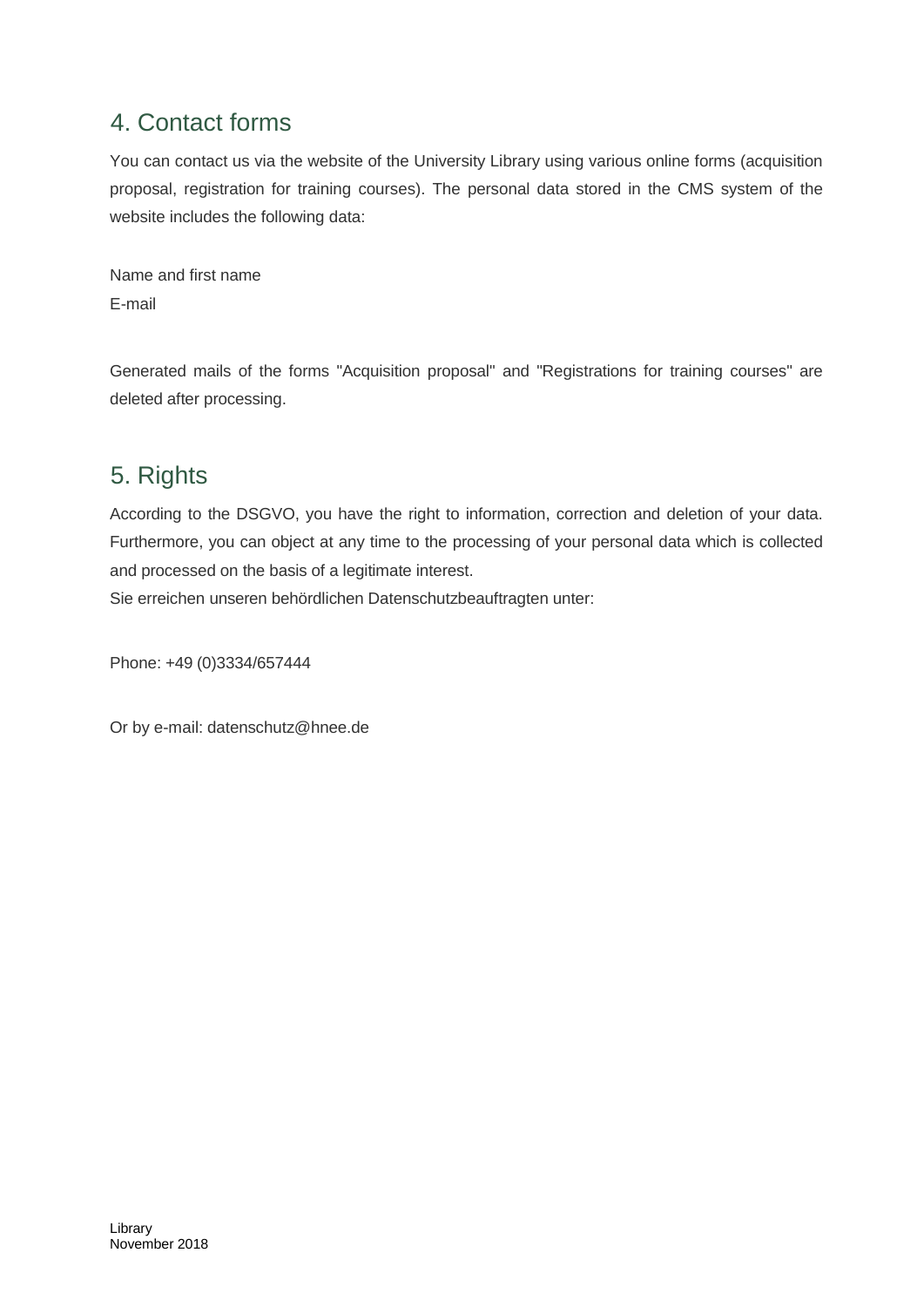## 4. Contact forms

You can contact us via the website of the University Library using various online forms (acquisition proposal, registration for training courses). The personal data stored in the CMS system of the website includes the following data:

Name and first name
E-mail

Generated mails of the forms "Acquisition proposal" and "Registrations for training courses" are deleted after processing.

## 5. Rights

According to the DSGVO, you have the right to information, correction and deletion of your data. Furthermore, you can object at any time to the processing of your personal data which is collected and processed on the basis of a legitimate interest.
Sie erreichen unseren behördlichen Datenschutzbeauftragten unter:

Phone: +49 (0)3334/657444

Or by e-mail: datenschutz@hnee.de

Library
November 2018